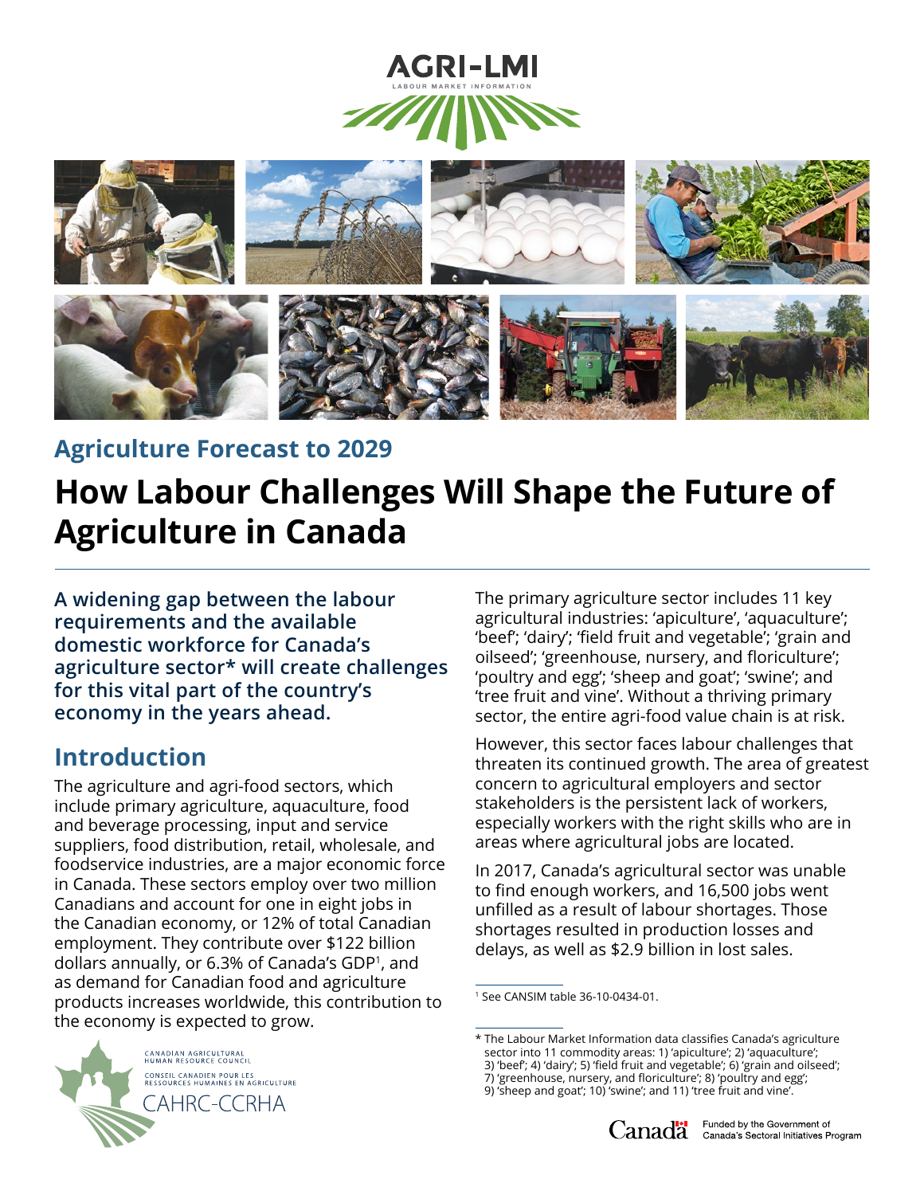AGRI-LMI

LABOUR MARKET INFORMATION

## Agriculture Forecast to 2029

# How Labour Challenges Will Shape the Future of Agriculture in Canada

**A widening gap between the labour requirements and the available domestic workforce for Canada's agriculture sector* will create challenges for this vital part of the country's economy in the years ahead.**

## Introduction

The agriculture and agri-food sectors, which include primary agriculture, aquaculture, food and beverage processing, input and service suppliers, food distribution, retail, wholesale, and foodservice industries, are a major economic force in Canada. These sectors employ over two million Canadians and account for one in eight jobs in the Canadian economy, or 12% of total Canadian employment. They contribute over $122 billion dollars annually, or 6.3% of Canada's GDP[1], and as demand for Canadian food and agriculture products increases worldwide, this contribution to the economy is expected to grow.

The primary agriculture sector includes 11 key agricultural industries: 'apiculture', 'aquaculture'; 'beef'; 'dairy'; 'field fruit and vegetable'; 'grain and oilseed'; 'greenhouse, nursery, and floriculture'; 'poultry and egg'; 'sheep and goat'; 'swine'; and 'tree fruit and vine'. Without a thriving primary sector, the entire agri-food value chain is at risk.

However, this sector faces labour challenges that threaten its continued growth. The area of greatest concern to agricultural employers and sector stakeholders is the persistent lack of workers, especially workers with the right skills who are in areas where agricultural jobs are located.

In 2017, Canada's agricultural sector was unable to find enough workers, and 16,500 jobs went unfilled as a result of labour shortages. Those shortages resulted in production losses and delays, as well as $2.9 billion in lost sales.

[1] See CANSIM table 36-10-0434-01.

* The Labour Market Information data classifies Canada's agriculture sector into 11 commodity areas: 1) 'apiculture'; 2) 'aquaculture'; 3) 'beef'; 4) 'dairy'; 5) 'field fruit and vegetable'; 6) 'grain and oilseed'; 7) 'greenhouse, nursery, and floriculture'; 8) 'poultry and egg'; 9) 'sheep and goat'; 10) 'swine'; and 11) 'tree fruit and vine'.

CANADIAN AGRICULTURAL HUMAN RESOURCE COUNCIL
CONSEIL CANADIEN POUR LES RESSOURCES HUMAINES EN AGRICULTURE
CAHRC-CCRHA

Canada — Funded by the Government of Canada's Sectoral Initiatives Program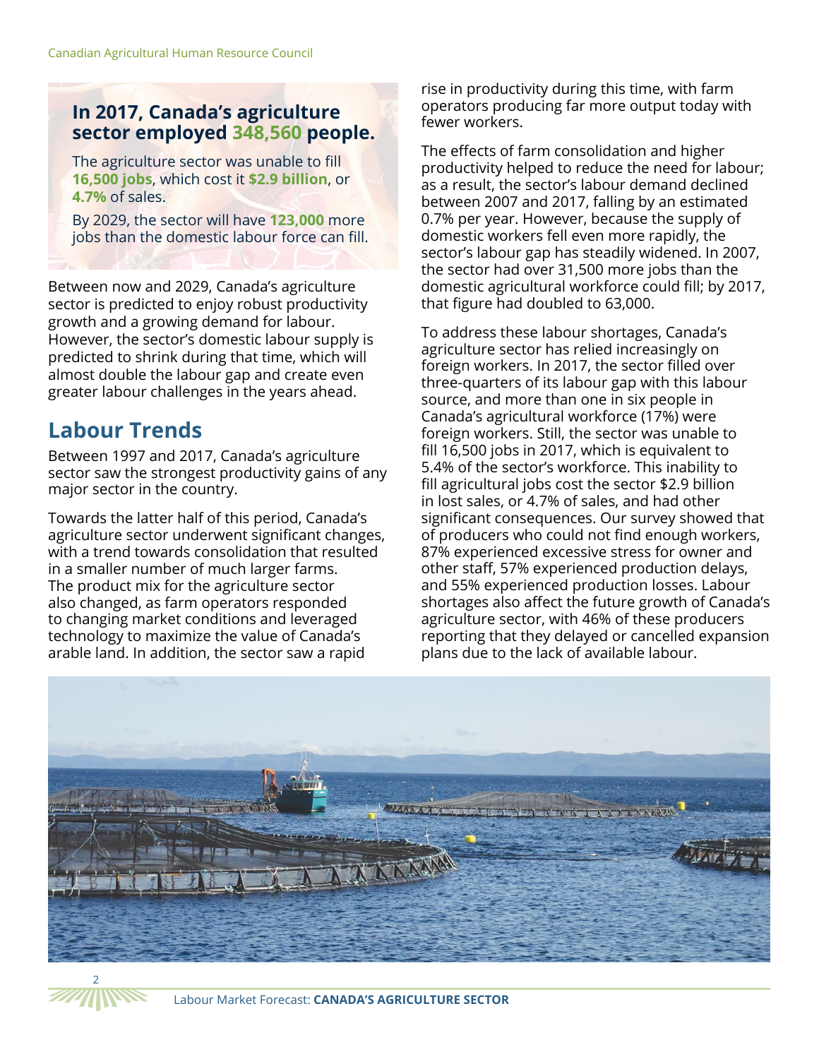**In 2017, Canada's agriculture sector employed 348,560 people.**

The agriculture sector was unable to fill **16,500 jobs**, which cost it **$2.9 billion**, or **4.7%** of sales.

By 2029, the sector will have **123,000** more jobs than the domestic labour force can fill.

Between now and 2029, Canada's agriculture sector is predicted to enjoy robust productivity growth and a growing demand for labour. However, the sector's domestic labour supply is predicted to shrink during that time, which will almost double the labour gap and create even greater labour challenges in the years ahead.

## Labour Trends

Between 1997 and 2017, Canada's agriculture sector saw the strongest productivity gains of any major sector in the country.

Towards the latter half of this period, Canada's agriculture sector underwent significant changes, with a trend towards consolidation that resulted in a smaller number of much larger farms. The product mix for the agriculture sector also changed, as farm operators responded to changing market conditions and leveraged technology to maximize the value of Canada's arable land. In addition, the sector saw a rapid rise in productivity during this time, with farm operators producing far more output today with fewer workers.

The effects of farm consolidation and higher productivity helped to reduce the need for labour; as a result, the sector's labour demand declined between 2007 and 2017, falling by an estimated 0.7% per year. However, because the supply of domestic workers fell even more rapidly, the sector's labour gap has steadily widened. In 2007, the sector had over 31,500 more jobs than the domestic agricultural workforce could fill; by 2017, that figure had doubled to 63,000.

To address these labour shortages, Canada's agriculture sector has relied increasingly on foreign workers. In 2017, the sector filled over three-quarters of its labour gap with this labour source, and more than one in six people in Canada's agricultural workforce (17%) were foreign workers. Still, the sector was unable to fill 16,500 jobs in 2017, which is equivalent to 5.4% of the sector's workforce. This inability to fill agricultural jobs cost the sector $2.9 billion in lost sales, or 4.7% of sales, and had other significant consequences. Our survey showed that of producers who could not find enough workers, 87% experienced excessive stress for owner and other staff, 57% experienced production delays, and 55% experienced production losses. Labour shortages also affect the future growth of Canada's agriculture sector, with 46% of these producers reporting that they delayed or cancelled expansion plans due to the lack of available labour.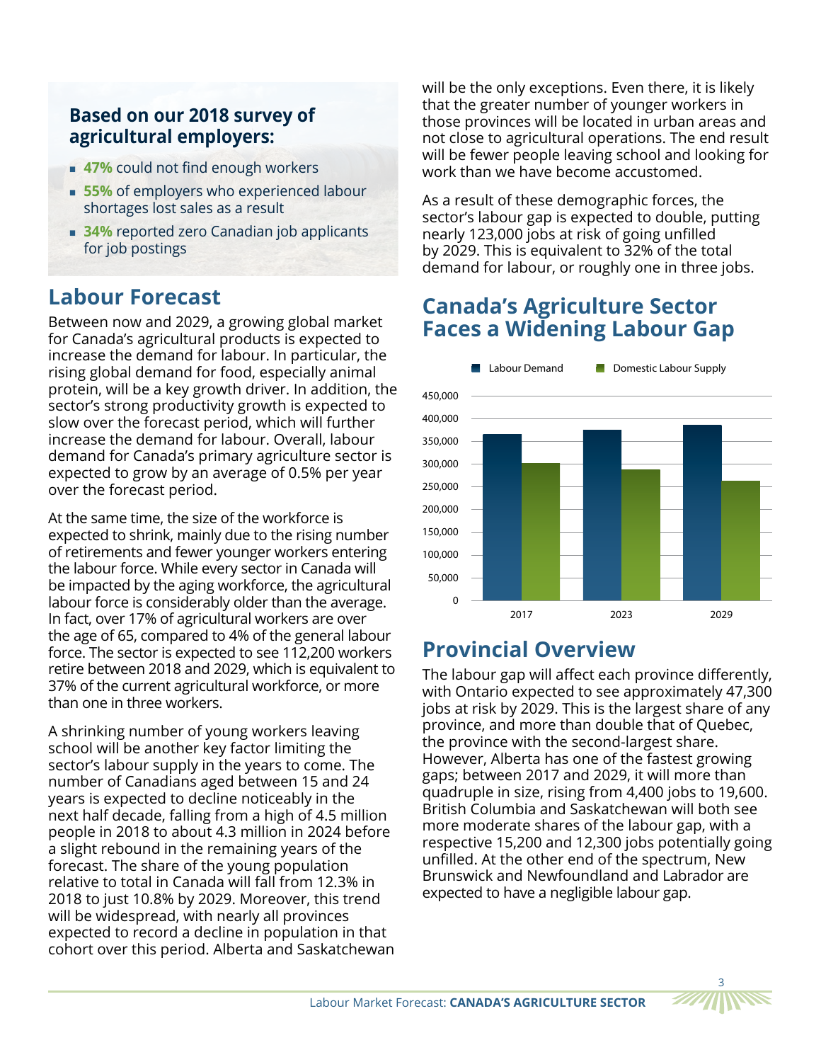**Based on our 2018 survey of agricultural employers:**

- **47%** could not find enough workers
- **55%** of employers who experienced labour shortages lost sales as a result
- **34%** reported zero Canadian job applicants for job postings

## Labour Forecast

Between now and 2029, a growing global market for Canada's agricultural products is expected to increase the demand for labour. In particular, the rising global demand for food, especially animal protein, will be a key growth driver. In addition, the sector's strong productivity growth is expected to slow over the forecast period, which will further increase the demand for labour. Overall, labour demand for Canada's primary agriculture sector is expected to grow by an average of 0.5% per year over the forecast period.

At the same time, the size of the workforce is expected to shrink, mainly due to the rising number of retirements and fewer younger workers entering the labour force. While every sector in Canada will be impacted by the aging workforce, the agricultural labour force is considerably older than the average. In fact, over 17% of agricultural workers are over the age of 65, compared to 4% of the general labour force. The sector is expected to see 112,200 workers retire between 2018 and 2029, which is equivalent to 37% of the current agricultural workforce, or more than one in three workers.

A shrinking number of young workers leaving school will be another key factor limiting the sector's labour supply in the years to come. The number of Canadians aged between 15 and 24 years is expected to decline noticeably in the next half decade, falling from a high of 4.5 million people in 2018 to about 4.3 million in 2024 before a slight rebound in the remaining years of the forecast. The share of the young population relative to total in Canada will fall from 12.3% in 2018 to just 10.8% by 2029. Moreover, this trend will be widespread, with nearly all provinces expected to record a decline in population in that cohort over this period. Alberta and Saskatchewan will be the only exceptions. Even there, it is likely that the greater number of younger workers in those provinces will be located in urban areas and not close to agricultural operations. The end result will be fewer people leaving school and looking for work than we have become accustomed.

As a result of these demographic forces, the sector's labour gap is expected to double, putting nearly 123,000 jobs at risk of going unfilled by 2029. This is equivalent to 32% of the total demand for labour, or roughly one in three jobs.

## Canada's Agriculture Sector Faces a Widening Labour Gap

Legend: Labour Demand, Domestic Labour Supply

| Year | Labour Demand | Domestic Labour Supply |
|---|---|---|
| 2017 | ~367,000 | ~302,000 |
| 2023 | ~376,000 | ~288,000 |
| 2029 | ~387,000 | ~264,000 |

## Provincial Overview

The labour gap will affect each province differently, with Ontario expected to see approximately 47,300 jobs at risk by 2029. This is the largest share of any province, and more than double that of Quebec, the province with the second-largest share. However, Alberta has one of the fastest growing gaps; between 2017 and 2029, it will more than quadruple in size, rising from 4,400 jobs to 19,600. British Columbia and Saskatchewan will both see more moderate shares of the labour gap, with a respective 15,200 and 12,300 jobs potentially going unfilled. At the other end of the spectrum, New Brunswick and Newfoundland and Labrador are expected to have a negligible labour gap.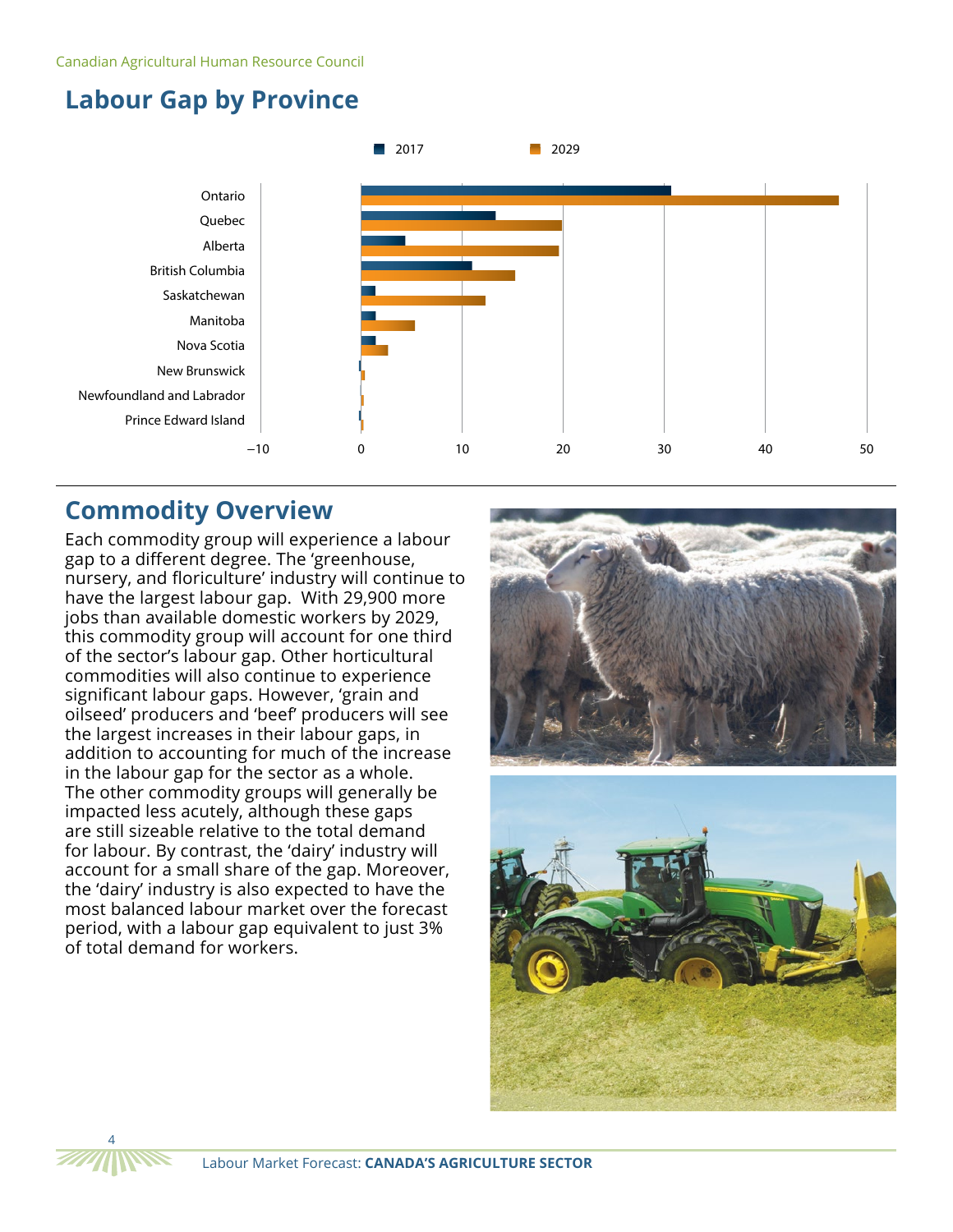## Labour Gap by Province

2017 | 2029

Ontario
Quebec
Alberta
British Columbia
Saskatchewan
Manitoba
Nova Scotia
New Brunswick
Newfoundland and Labrador
Prince Edward Island

−10 | 0 | 10 | 20 | 30 | 40 | 50

## Commodity Overview

Each commodity group will experience a labour gap to a different degree. The 'greenhouse, nursery, and floriculture' industry will continue to have the largest labour gap. With 29,900 more jobs than available domestic workers by 2029, this commodity group will account for one third of the sector's labour gap. Other horticultural commodities will also continue to experience significant labour gaps. However, 'grain and oilseed' producers and 'beef' producers will see the largest increases in their labour gaps, in addition to accounting for much of the increase in the labour gap for the sector as a whole. The other commodity groups will generally be impacted less acutely, although these gaps are still sizeable relative to the total demand for labour. By contrast, the 'dairy' industry will account for a small share of the gap. Moreover, the 'dairy' industry is also expected to have the most balanced labour market over the forecast period, with a labour gap equivalent to just 3% of total demand for workers.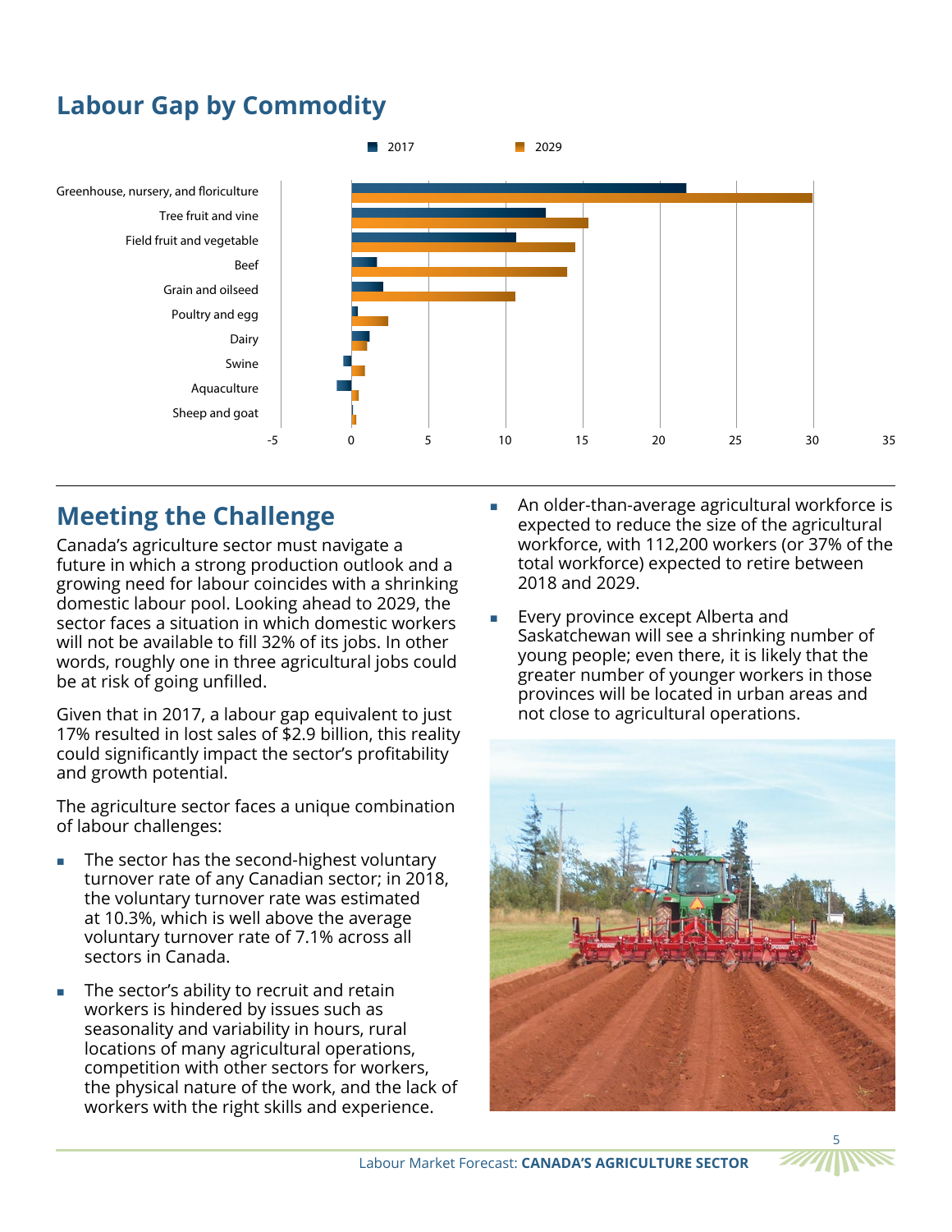## Labour Gap by Commodity

2017 | 2029

Greenhouse, nursery, and floriculture
Tree fruit and vine
Field fruit and vegetable
Beef
Grain and oilseed
Poultry and egg
Dairy
Swine
Aquaculture
Sheep and goat

-5 0 5 10 15 20 25 30 35

## Meeting the Challenge

Canada's agriculture sector must navigate a future in which a strong production outlook and a growing need for labour coincides with a shrinking domestic labour pool. Looking ahead to 2029, the sector faces a situation in which domestic workers will not be available to fill 32% of its jobs. In other words, roughly one in three agricultural jobs could be at risk of going unfilled.

Given that in 2017, a labour gap equivalent to just 17% resulted in lost sales of $2.9 billion, this reality could significantly impact the sector's profitability and growth potential.

The agriculture sector faces a unique combination of labour challenges:

- The sector has the second-highest voluntary turnover rate of any Canadian sector; in 2018, the voluntary turnover rate was estimated at 10.3%, which is well above the average voluntary turnover rate of 7.1% across all sectors in Canada.
- The sector's ability to recruit and retain workers is hindered by issues such as seasonality and variability in hours, rural locations of many agricultural operations, competition with other sectors for workers, the physical nature of the work, and the lack of workers with the right skills and experience.
- An older-than-average agricultural workforce is expected to reduce the size of the agricultural workforce, with 112,200 workers (or 37% of the total workforce) expected to retire between 2018 and 2029.
- Every province except Alberta and Saskatchewan will see a shrinking number of young people; even there, it is likely that the greater number of younger workers in those provinces will be located in urban areas and not close to agricultural operations.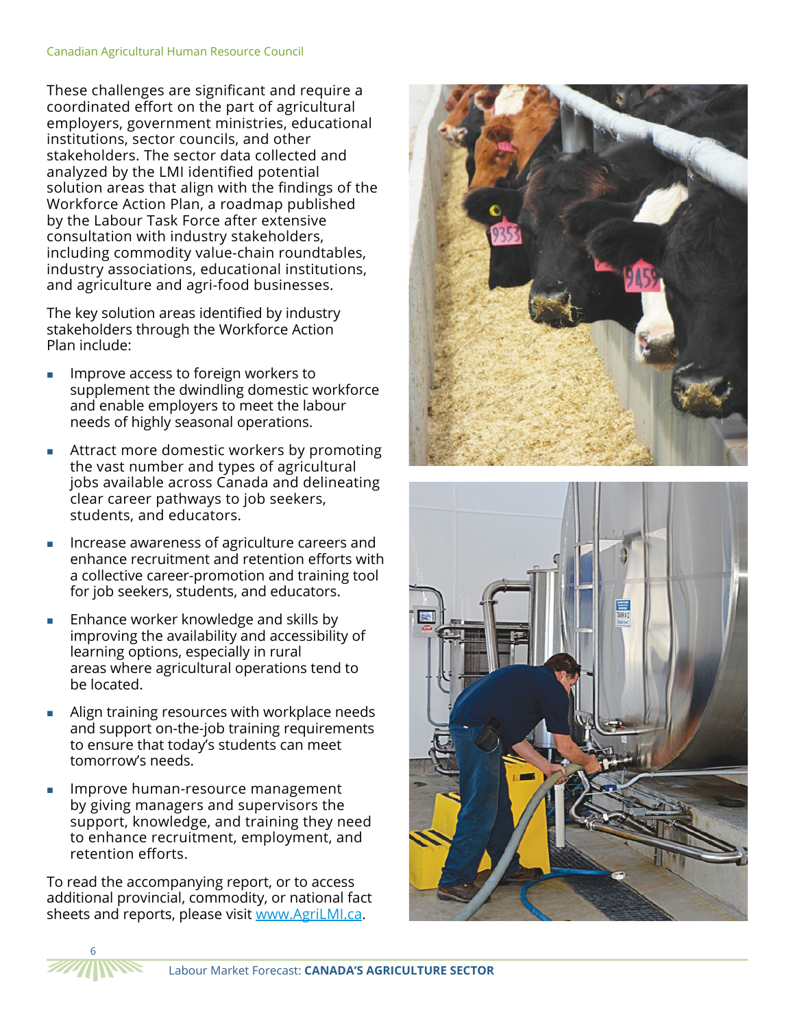These challenges are significant and require a coordinated effort on the part of agricultural employers, government ministries, educational institutions, sector councils, and other stakeholders. The sector data collected and analyzed by the LMI identified potential solution areas that align with the findings of the Workforce Action Plan, a roadmap published by the Labour Task Force after extensive consultation with industry stakeholders, including commodity value-chain roundtables, industry associations, educational institutions, and agriculture and agri-food businesses.

The key solution areas identified by industry stakeholders through the Workforce Action Plan include:

- Improve access to foreign workers to supplement the dwindling domestic workforce and enable employers to meet the labour needs of highly seasonal operations.
- Attract more domestic workers by promoting the vast number and types of agricultural jobs available across Canada and delineating clear career pathways to job seekers, students, and educators.
- Increase awareness of agriculture careers and enhance recruitment and retention efforts with a collective career-promotion and training tool for job seekers, students, and educators.
- Enhance worker knowledge and skills by improving the availability and accessibility of learning options, especially in rural areas where agricultural operations tend to be located.
- Align training resources with workplace needs and support on-the-job training requirements to ensure that today's students can meet tomorrow's needs.
- Improve human-resource management by giving managers and supervisors the support, knowledge, and training they need to enhance recruitment, employment, and retention efforts.

To read the accompanying report, or to access additional provincial, commodity, or national fact sheets and reports, please visit www.AgriLMI.ca.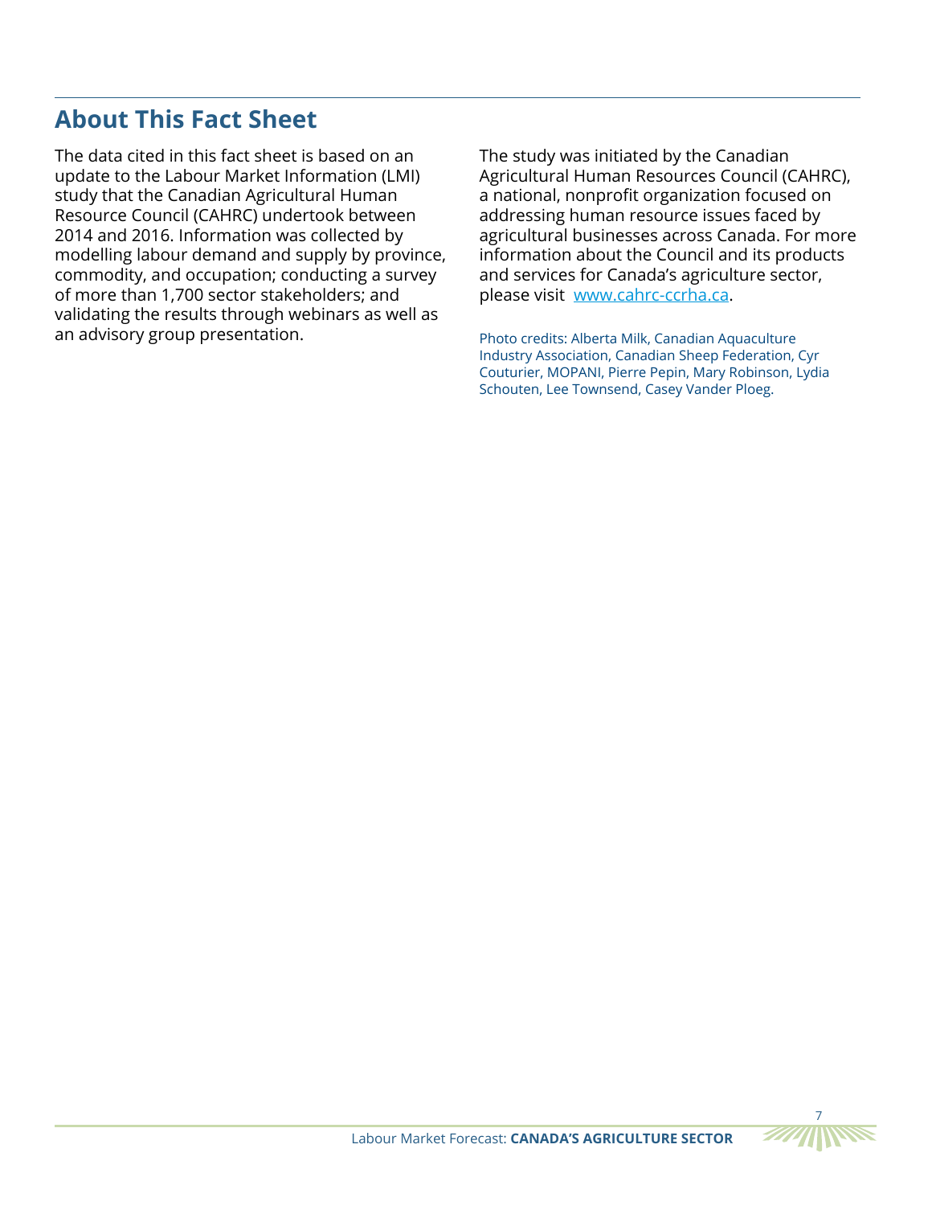## About This Fact Sheet

The data cited in this fact sheet is based on an update to the Labour Market Information (LMI) study that the Canadian Agricultural Human Resource Council (CAHRC) undertook between 2014 and 2016. Information was collected by modelling labour demand and supply by province, commodity, and occupation; conducting a survey of more than 1,700 sector stakeholders; and validating the results through webinars as well as an advisory group presentation.

The study was initiated by the Canadian Agricultural Human Resources Council (CAHRC), a national, nonprofit organization focused on addressing human resource issues faced by agricultural businesses across Canada. For more information about the Council and its products and services for Canada's agriculture sector, please visit [www.cahrc-ccrha.ca](http://www.cahrc-ccrha.ca).

Photo credits: Alberta Milk, Canadian Aquaculture Industry Association, Canadian Sheep Federation, Cyr Couturier, MOPANI, Pierre Pepin, Mary Robinson, Lydia Schouten, Lee Townsend, Casey Vander Ploeg.